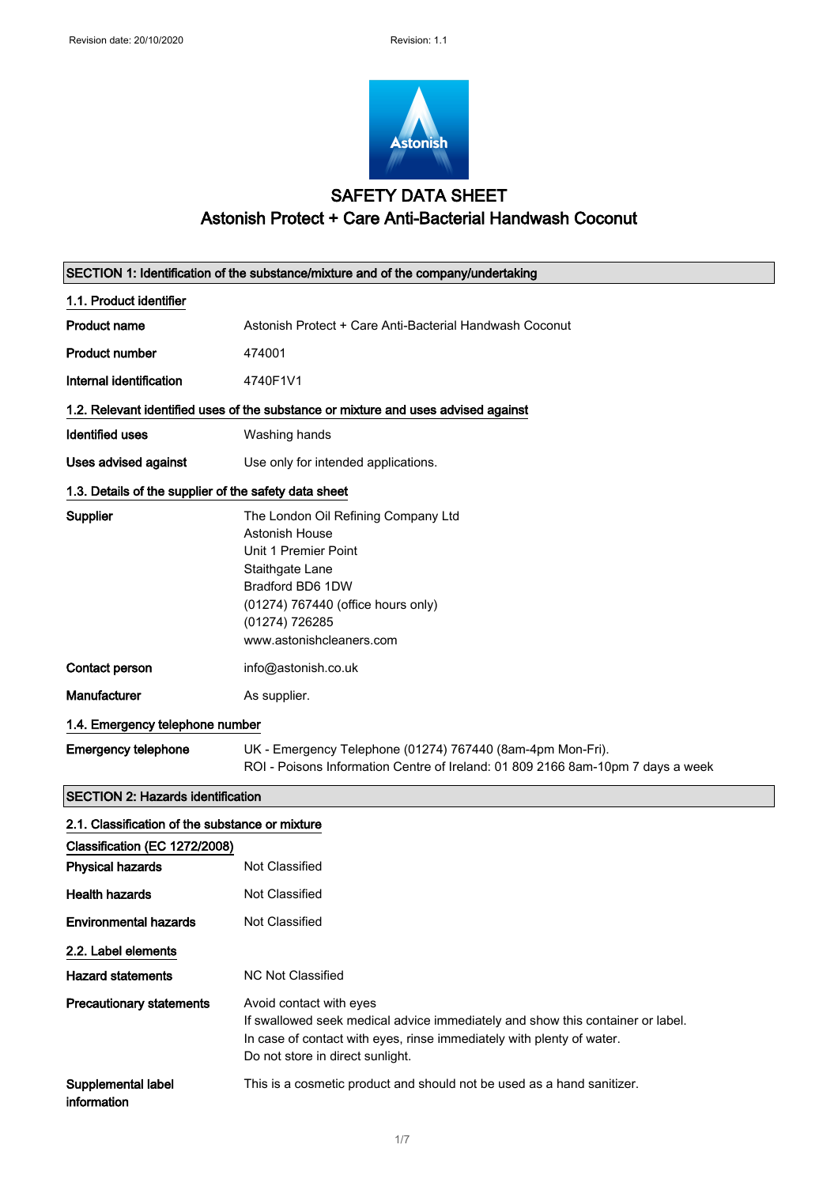# SAFETY DATA SHEET

## Astonish Protect + Care Anti-Bacterial Handwash Coconut

### SECTION 1: Identification of the substance/mixture and of the company/undertaking

#### 1.1. Product identifier

**Product name** Astonish Protect + Care Anti-Bacterial Handwash Coconut

**Product number** 474001

**Internal identification** 4740F1V1

#### 1.2. Relevant identified uses of the substance or mixture and uses advised against

**Identified uses** Washing hands

**Uses advised against** Use only for intended applications.

#### 1.3. Details of the supplier of the safety data sheet

**Supplier**
The London Oil Refining Company Ltd
Astonish House
Unit 1 Premier Point
Staithgate Lane
Bradford BD6 1DW
(01274) 767440 (office hours only)
(01274) 726285
www.astonishcleaners.com

**Contact person** info@astonish.co.uk

**Manufacturer** As supplier.

#### 1.4. Emergency telephone number

**Emergency telephone**
UK - Emergency Telephone (01274) 767440 (8am-4pm Mon-Fri).
ROI - Poisons Information Centre of Ireland: 01 809 2166 8am-10pm 7 days a week

### SECTION 2: Hazards identification

#### 2.1. Classification of the substance or mixture

**Classification (EC 1272/2008)**

**Physical hazards** Not Classified

**Health hazards** Not Classified

**Environmental hazards** Not Classified

#### 2.2. Label elements

**Hazard statements** NC Not Classified

**Precautionary statements**
Avoid contact with eyes
If swallowed seek medical advice immediately and show this container or label.
In case of contact with eyes, rinse immediately with plenty of water.
Do not store in direct sunlight.

**Supplemental label information** This is a cosmetic product and should not be used as a hand sanitizer.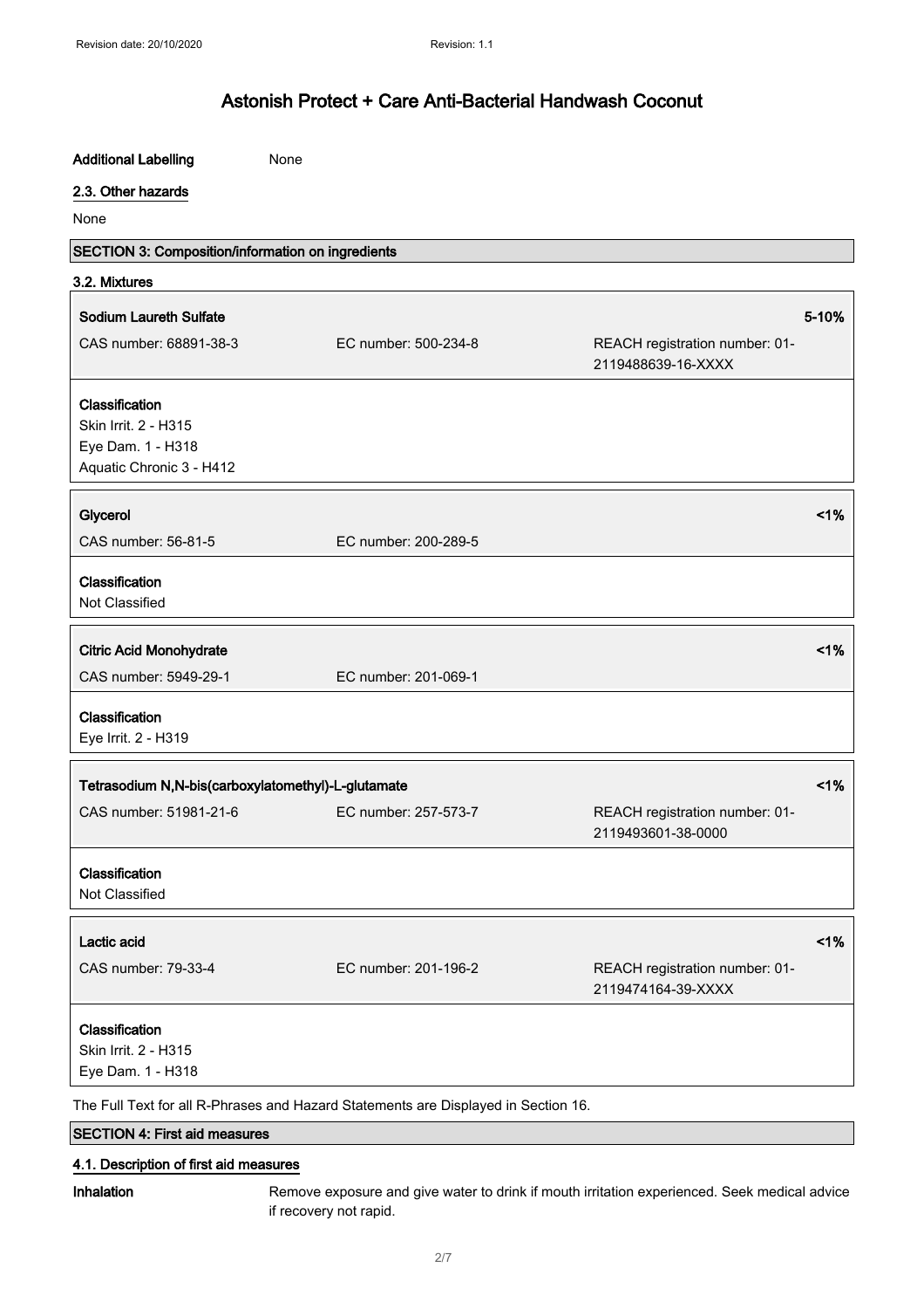**Additional Labelling** None

## 2.3. Other hazards

None

## SECTION 3: Composition/information on ingredients

### 3.2. Mixtures

| **Sodium Laureth Sulfate** | | | **5-10%** |
|---|---|---|---|
| CAS number: 68891-38-3 | EC number: 500-234-8 | REACH registration number: 01-2119488639-16-XXXX | |

**Classification**
Skin Irrit. 2 - H315
Eye Dam. 1 - H318
Aquatic Chronic 3 - H412

| **Glycerol** | | **<1%** |
|---|---|---|
| CAS number: 56-81-5 | EC number: 200-289-5 | |

**Classification**
Not Classified

| **Citric Acid Monohydrate** | | **<1%** |
|---|---|---|
| CAS number: 5949-29-1 | EC number: 201-069-1 | |

**Classification**
Eye Irrit. 2 - H319

| **Tetrasodium N,N-bis(carboxylatomethyl)-L-glutamate** | | | **<1%** |
|---|---|---|---|
| CAS number: 51981-21-6 | EC number: 257-573-7 | REACH registration number: 01-2119493601-38-0000 | |

**Classification**
Not Classified

| **Lactic acid** | | | **<1%** |
|---|---|---|---|
| CAS number: 79-33-4 | EC number: 201-196-2 | REACH registration number: 01-2119474164-39-XXXX | |

**Classification**
Skin Irrit. 2 - H315
Eye Dam. 1 - H318

The Full Text for all R-Phrases and Hazard Statements are Displayed in Section 16.

## SECTION 4: First aid measures

### 4.1. Description of first aid measures

**Inhalation** Remove exposure and give water to drink if mouth irritation experienced. Seek medical advice if recovery not rapid.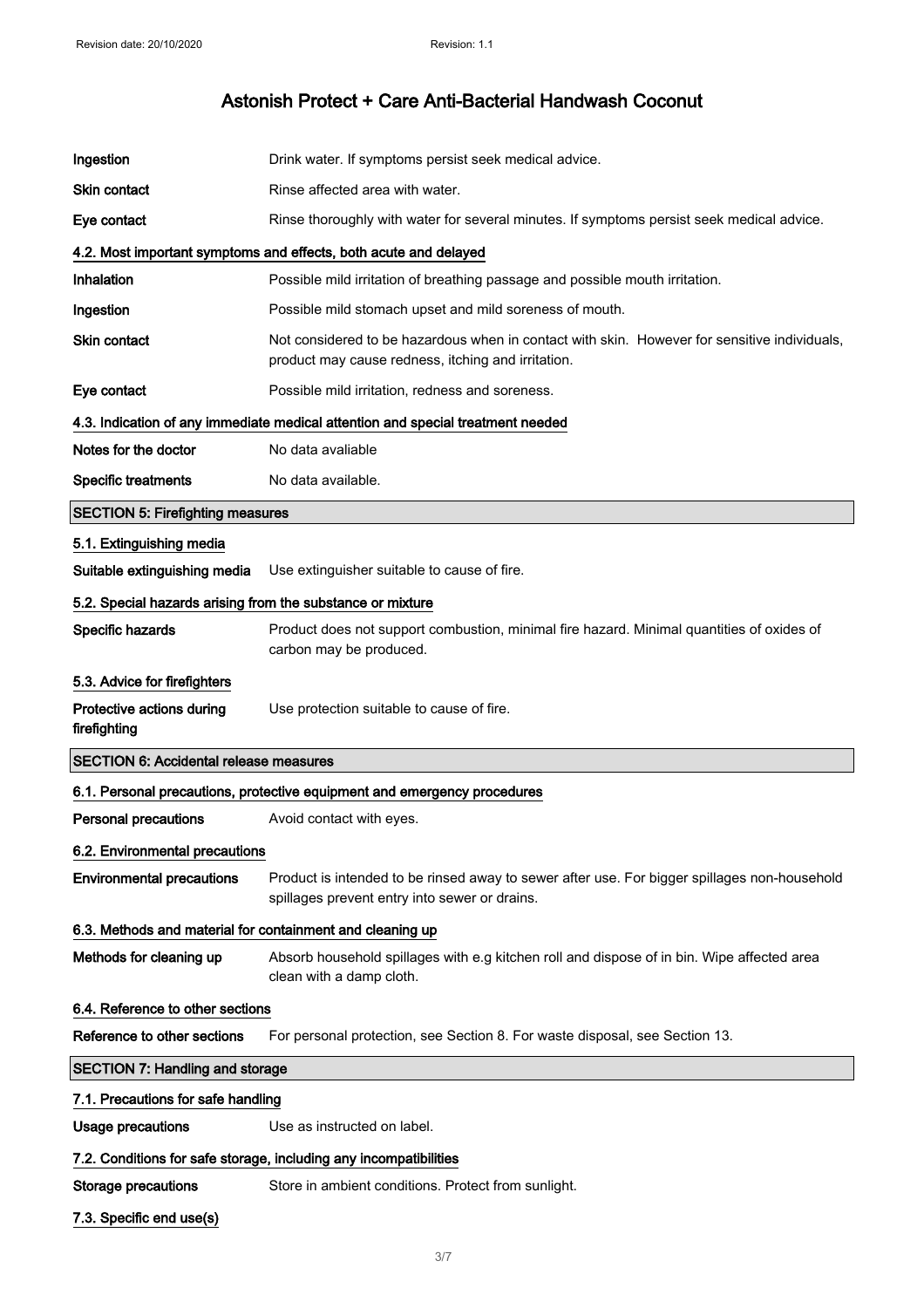# Astonish Protect + Care Anti-Bacterial Handwash Coconut

| | |
|---|---|
| **Ingestion** | Drink water. If symptoms persist seek medical advice. |
| **Skin contact** | Rinse affected area with water. |
| **Eye contact** | Rinse thoroughly with water for several minutes. If symptoms persist seek medical advice. |

### 4.2. Most important symptoms and effects, both acute and delayed

| | |
|---|---|
| **Inhalation** | Possible mild irritation of breathing passage and possible mouth irritation. |
| **Ingestion** | Possible mild stomach upset and mild soreness of mouth. |
| **Skin contact** | Not considered to be hazardous when in contact with skin. However for sensitive individuals, product may cause redness, itching and irritation. |
| **Eye contact** | Possible mild irritation, redness and soreness. |

### 4.3. Indication of any immediate medical attention and special treatment needed

| | |
|---|---|
| **Notes for the doctor** | No data avaliable |
| **Specific treatments** | No data available. |

## SECTION 5: Firefighting measures

### 5.1. Extinguishing media

| | |
|---|---|
| **Suitable extinguishing media** | Use extinguisher suitable to cause of fire. |

### 5.2. Special hazards arising from the substance or mixture

| | |
|---|---|
| **Specific hazards** | Product does not support combustion, minimal fire hazard. Minimal quantities of oxides of carbon may be produced. |

### 5.3. Advice for firefighters

| | |
|---|---|
| **Protective actions during firefighting** | Use protection suitable to cause of fire. |

## SECTION 6: Accidental release measures

### 6.1. Personal precautions, protective equipment and emergency procedures

| | |
|---|---|
| **Personal precautions** | Avoid contact with eyes. |

### 6.2. Environmental precautions

| | |
|---|---|
| **Environmental precautions** | Product is intended to be rinsed away to sewer after use. For bigger spillages non-household spillages prevent entry into sewer or drains. |

### 6.3. Methods and material for containment and cleaning up

| | |
|---|---|
| **Methods for cleaning up** | Absorb household spillages with e.g kitchen roll and dispose of in bin. Wipe affected area clean with a damp cloth. |

### 6.4. Reference to other sections

| | |
|---|---|
| **Reference to other sections** | For personal protection, see Section 8. For waste disposal, see Section 13. |

## SECTION 7: Handling and storage

### 7.1. Precautions for safe handling

| | |
|---|---|
| **Usage precautions** | Use as instructed on label. |

### 7.2. Conditions for safe storage, including any incompatibilities

| | |
|---|---|
| **Storage precautions** | Store in ambient conditions. Protect from sunlight. |

### 7.3. Specific end use(s)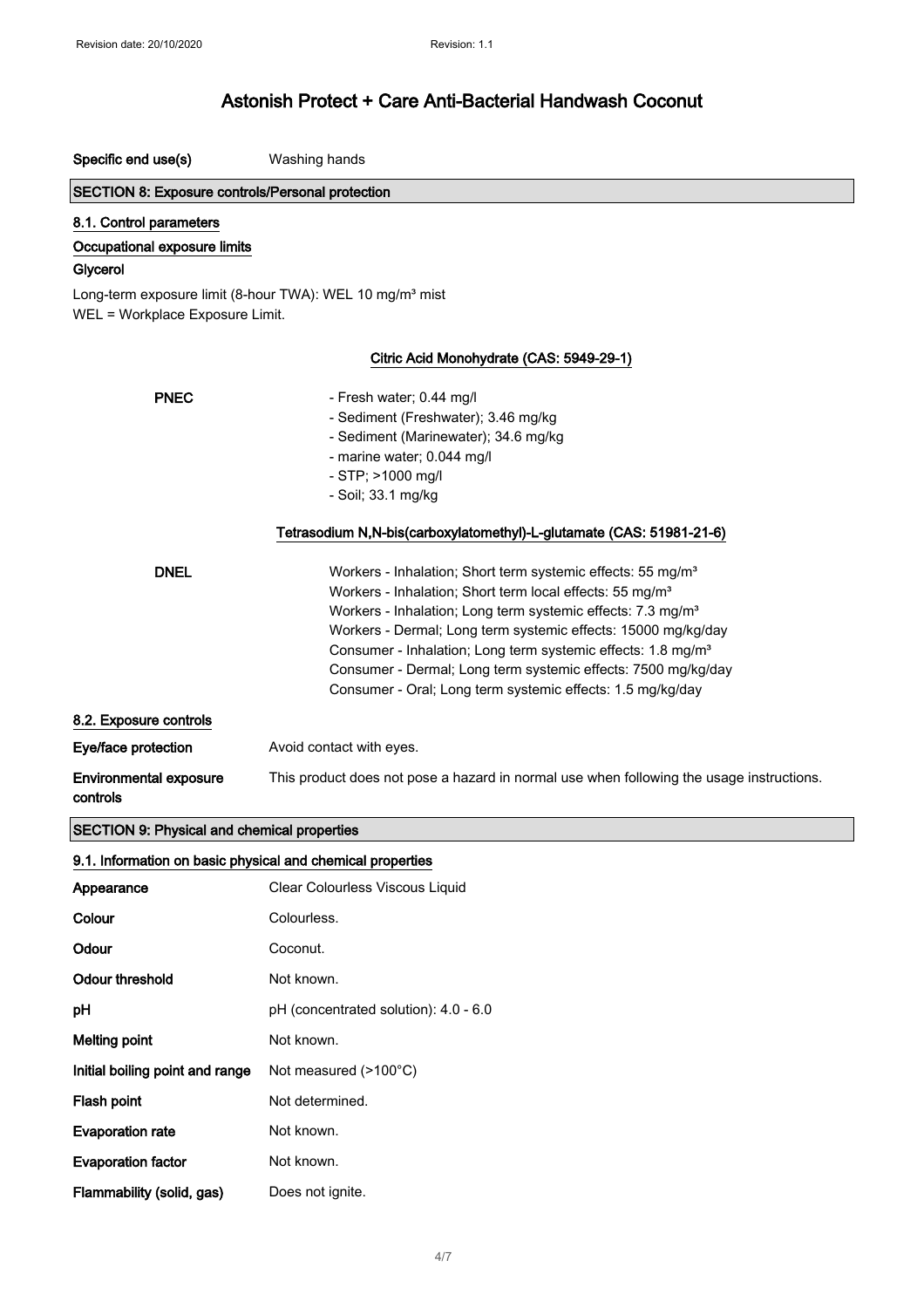# Astonish Protect + Care Anti-Bacterial Handwash Coconut

**Specific end use(s)** Washing hands

## SECTION 8: Exposure controls/Personal protection

### 8.1. Control parameters

**Occupational exposure limits**

**Glycerol**

Long-term exposure limit (8-hour TWA): WEL 10 mg/m³ mist
WEL = Workplace Exposure Limit.

**Citric Acid Monohydrate (CAS: 5949-29-1)**

**PNEC**
- Fresh water; 0.44 mg/l
- Sediment (Freshwater); 3.46 mg/kg
- Sediment (Marinewater); 34.6 mg/kg
- marine water; 0.044 mg/l
- STP; >1000 mg/l
- Soil; 33.1 mg/kg

**Tetrasodium N,N-bis(carboxylatomethyl)-L-glutamate (CAS: 51981-21-6)**

**DNEL**
Workers - Inhalation; Short term systemic effects: 55 mg/m³
Workers - Inhalation; Short term local effects: 55 mg/m³
Workers - Inhalation; Long term systemic effects: 7.3 mg/m³
Workers - Dermal; Long term systemic effects: 15000 mg/kg/day
Consumer - Inhalation; Long term systemic effects: 1.8 mg/m³
Consumer - Dermal; Long term systemic effects: 7500 mg/kg/day
Consumer - Oral; Long term systemic effects: 1.5 mg/kg/day

### 8.2. Exposure controls

**Eye/face protection** Avoid contact with eyes.

**Environmental exposure controls** This product does not pose a hazard in normal use when following the usage instructions.

## SECTION 9: Physical and chemical properties

### 9.1. Information on basic physical and chemical properties

| Property | Value |
|---|---|
| **Appearance** | Clear Colourless Viscous Liquid |
| **Colour** | Colourless. |
| **Odour** | Coconut. |
| **Odour threshold** | Not known. |
| **pH** | pH (concentrated solution): 4.0 - 6.0 |
| **Melting point** | Not known. |
| **Initial boiling point and range** | Not measured (>100°C) |
| **Flash point** | Not determined. |
| **Evaporation rate** | Not known. |
| **Evaporation factor** | Not known. |
| **Flammability (solid, gas)** | Does not ignite. |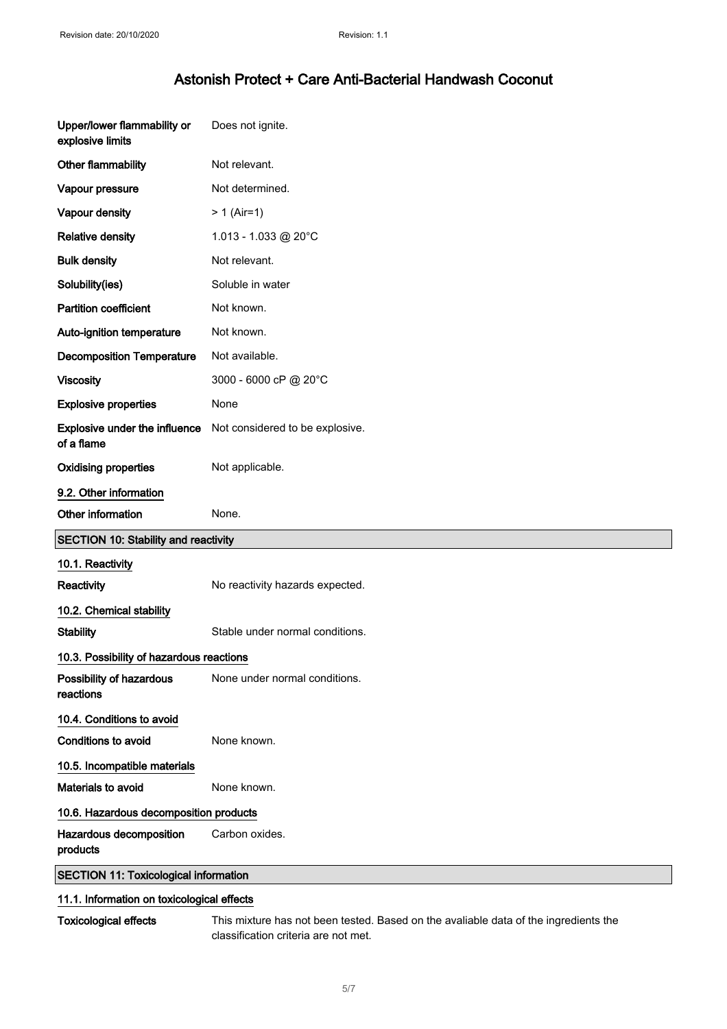| | |
|---|---|
| **Upper/lower flammability or explosive limits** | Does not ignite. |
| **Other flammability** | Not relevant. |
| **Vapour pressure** | Not determined. |
| **Vapour density** | > 1 (Air=1) |
| **Relative density** | 1.013 - 1.033 @ 20°C |
| **Bulk density** | Not relevant. |
| **Solubility(ies)** | Soluble in water |
| **Partition coefficient** | Not known. |
| **Auto-ignition temperature** | Not known. |
| **Decomposition Temperature** | Not available. |
| **Viscosity** | 3000 - 6000 cP @ 20°C |
| **Explosive properties** | None |
| **Explosive under the influence of a flame** | Not considered to be explosive. |
| **Oxidising properties** | Not applicable. |

### 9.2. Other information

| | |
|---|---|
| **Other information** | None. |

## SECTION 10: Stability and reactivity

### 10.1. Reactivity

| | |
|---|---|
| **Reactivity** | No reactivity hazards expected. |

### 10.2. Chemical stability

| | |
|---|---|
| **Stability** | Stable under normal conditions. |

### 10.3. Possibility of hazardous reactions

| | |
|---|---|
| **Possibility of hazardous reactions** | None under normal conditions. |

### 10.4. Conditions to avoid

| | |
|---|---|
| **Conditions to avoid** | None known. |

### 10.5. Incompatible materials

| | |
|---|---|
| **Materials to avoid** | None known. |

### 10.6. Hazardous decomposition products

| | |
|---|---|
| **Hazardous decomposition products** | Carbon oxides. |

## SECTION 11: Toxicological information

### 11.1. Information on toxicological effects

| | |
|---|---|
| **Toxicological effects** | This mixture has not been tested. Based on the avaliable data of the ingredients the classification criteria are not met. |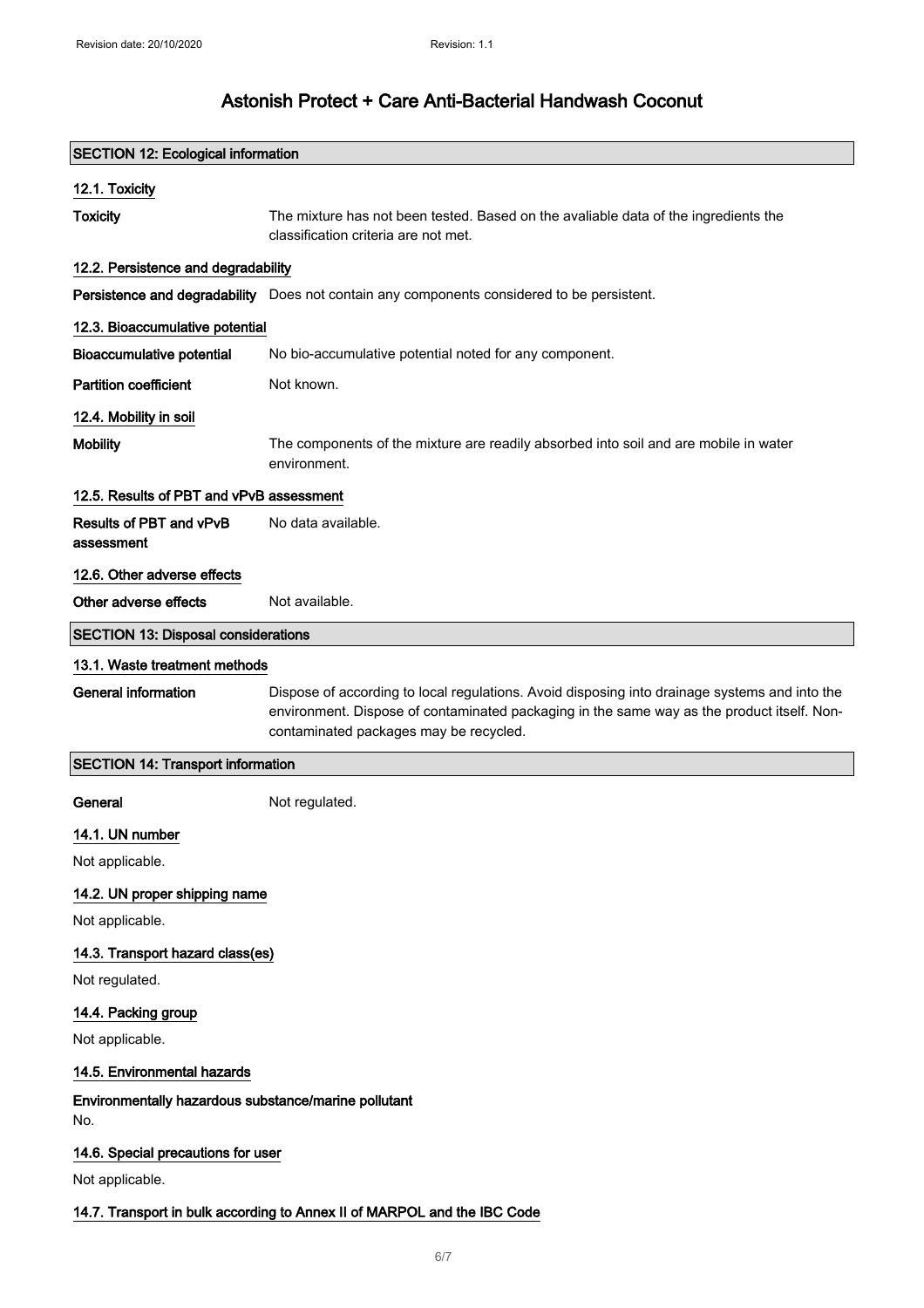# Astonish Protect + Care Anti-Bacterial Handwash Coconut

## SECTION 12: Ecological information

### 12.1. Toxicity

**Toxicity** The mixture has not been tested. Based on the avaliable data of the ingredients the classification criteria are not met.

### 12.2. Persistence and degradability

**Persistence and degradability** Does not contain any components considered to be persistent.

### 12.3. Bioaccumulative potential

**Bioaccumulative potential** No bio-accumulative potential noted for any component.

**Partition coefficient** Not known.

### 12.4. Mobility in soil

**Mobility** The components of the mixture are readily absorbed into soil and are mobile in water environment.

### 12.5. Results of PBT and vPvB assessment

**Results of PBT and vPvB assessment** No data available.

### 12.6. Other adverse effects

**Other adverse effects** Not available.

## SECTION 13: Disposal considerations

### 13.1. Waste treatment methods

**General information** Dispose of according to local regulations. Avoid disposing into drainage systems and into the environment. Dispose of contaminated packaging in the same way as the product itself. Non-contaminated packages may be recycled.

## SECTION 14: Transport information

**General** Not regulated.

### 14.1. UN number

Not applicable.

### 14.2. UN proper shipping name

Not applicable.

### 14.3. Transport hazard class(es)

Not regulated.

### 14.4. Packing group

Not applicable.

### 14.5. Environmental hazards

**Environmentally hazardous substance/marine pollutant**
No.

### 14.6. Special precautions for user

Not applicable.

### 14.7. Transport in bulk according to Annex II of MARPOL and the IBC Code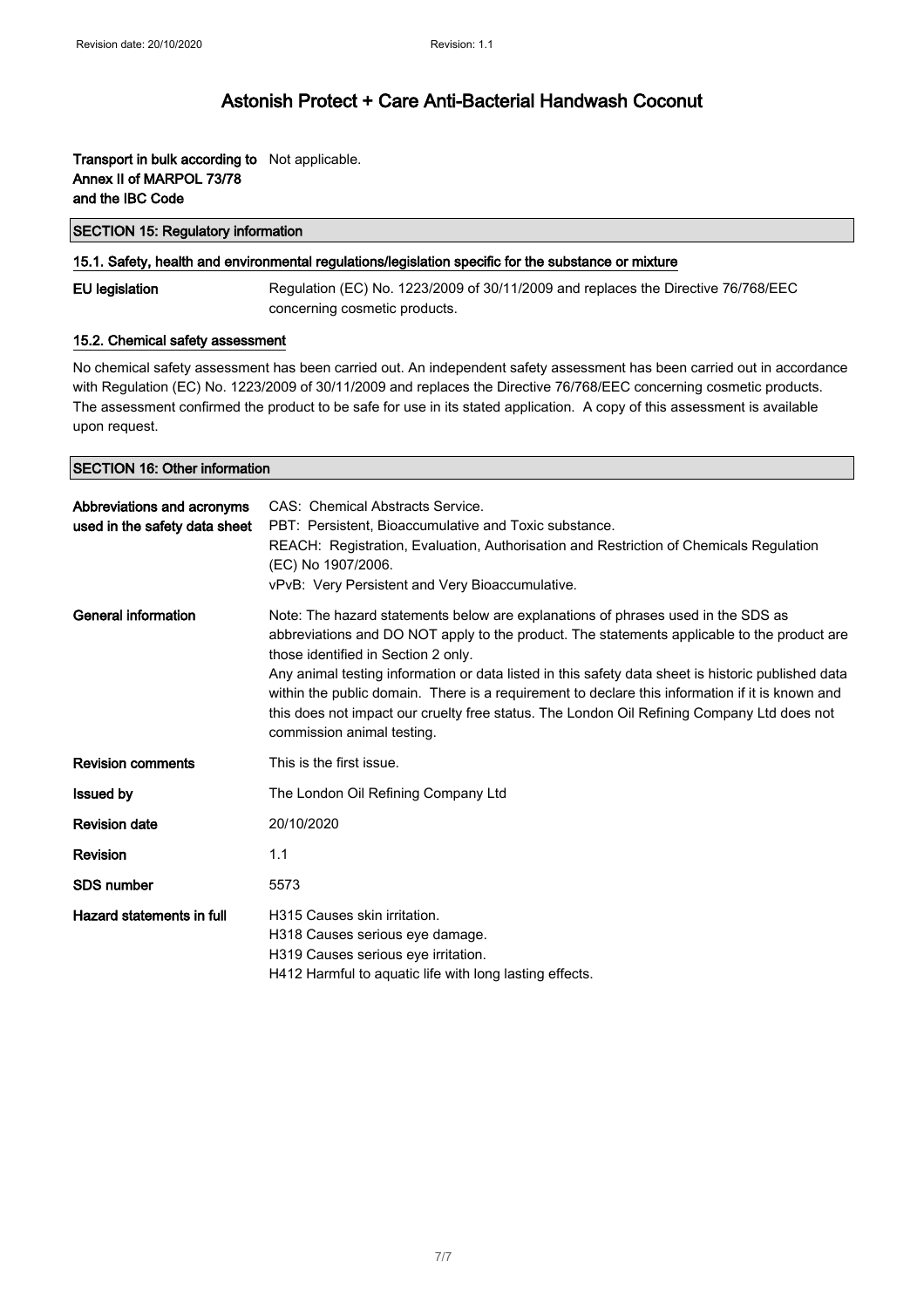| | |
|---|---|
| **Transport in bulk according to Annex II of MARPOL 73/78 and the IBC Code** | Not applicable. |

## SECTION 15: Regulatory information

### 15.1. Safety, health and environmental regulations/legislation specific for the substance or mixture

| | |
|---|---|
| **EU legislation** | Regulation (EC) No. 1223/2009 of 30/11/2009 and replaces the Directive 76/768/EEC concerning cosmetic products. |

### 15.2. Chemical safety assessment

No chemical safety assessment has been carried out. An independent safety assessment has been carried out in accordance with Regulation (EC) No. 1223/2009 of 30/11/2009 and replaces the Directive 76/768/EEC concerning cosmetic products. The assessment confirmed the product to be safe for use in its stated application. A copy of this assessment is available upon request.

## SECTION 16: Other information

| | |
|---|---|
| **Abbreviations and acronyms used in the safety data sheet** | CAS: Chemical Abstracts Service.<br>PBT: Persistent, Bioaccumulative and Toxic substance.<br>REACH: Registration, Evaluation, Authorisation and Restriction of Chemicals Regulation (EC) No 1907/2006.<br>vPvB: Very Persistent and Very Bioaccumulative. |
| **General information** | Note: The hazard statements below are explanations of phrases used in the SDS as abbreviations and DO NOT apply to the product. The statements applicable to the product are those identified in Section 2 only.<br>Any animal testing information or data listed in this safety data sheet is historic published data within the public domain. There is a requirement to declare this information if it is known and this does not impact our cruelty free status. The London Oil Refining Company Ltd does not commission animal testing. |
| **Revision comments** | This is the first issue. |
| **Issued by** | The London Oil Refining Company Ltd |
| **Revision date** | 20/10/2020 |
| **Revision** | 1.1 |
| **SDS number** | 5573 |
| **Hazard statements in full** | H315 Causes skin irritation.<br>H318 Causes serious eye damage.<br>H319 Causes serious eye irritation.<br>H412 Harmful to aquatic life with long lasting effects. |